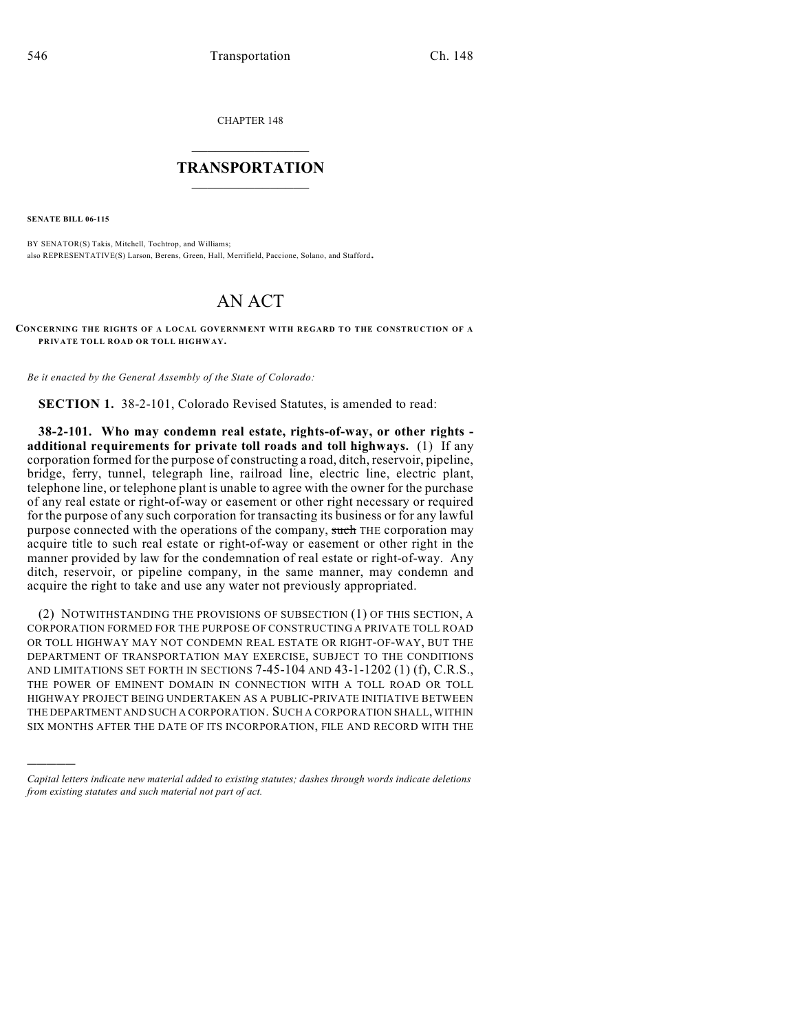CHAPTER 148

# TRANSPORTATION

**SENATE BILL 06-115**

BY SENATOR(S) Takis, Mitchell, Tochtrop, and Williams;
also REPRESENTATIVE(S) Larson, Berens, Green, Hall, Merrifield, Paccione, Solano, and Stafford.

# AN ACT

**CONCERNING THE RIGHTS OF A LOCAL GOVERNMENT WITH REGARD TO THE CONSTRUCTION OF A PRIVATE TOLL ROAD OR TOLL HIGHWAY.**

*Be it enacted by the General Assembly of the State of Colorado:*

**SECTION 1.** 38-2-101, Colorado Revised Statutes, is amended to read:

**38-2-101. Who may condemn real estate, rights-of-way, or other rights - additional requirements for private toll roads and toll highways.** (1) If any corporation formed for the purpose of constructing a road, ditch, reservoir, pipeline, bridge, ferry, tunnel, telegraph line, railroad line, electric line, electric plant, telephone line, or telephone plant is unable to agree with the owner for the purchase of any real estate or right-of-way or easement or other right necessary or required for the purpose of any such corporation for transacting its business or for any lawful purpose connected with the operations of the company, ~~such~~ THE corporation may acquire title to such real estate or right-of-way or easement or other right in the manner provided by law for the condemnation of real estate or right-of-way. Any ditch, reservoir, or pipeline company, in the same manner, may condemn and acquire the right to take and use any water not previously appropriated.

(2) NOTWITHSTANDING THE PROVISIONS OF SUBSECTION (1) OF THIS SECTION, A CORPORATION FORMED FOR THE PURPOSE OF CONSTRUCTING A PRIVATE TOLL ROAD OR TOLL HIGHWAY MAY NOT CONDEMN REAL ESTATE OR RIGHT-OF-WAY, BUT THE DEPARTMENT OF TRANSPORTATION MAY EXERCISE, SUBJECT TO THE CONDITIONS AND LIMITATIONS SET FORTH IN SECTIONS 7-45-104 AND 43-1-1202 (1) (f), C.R.S., THE POWER OF EMINENT DOMAIN IN CONNECTION WITH A TOLL ROAD OR TOLL HIGHWAY PROJECT BEING UNDERTAKEN AS A PUBLIC-PRIVATE INITIATIVE BETWEEN THE DEPARTMENT AND SUCH A CORPORATION. SUCH A CORPORATION SHALL, WITHIN SIX MONTHS AFTER THE DATE OF ITS INCORPORATION, FILE AND RECORD WITH THE

---

*Capital letters indicate new material added to existing statutes; dashes through words indicate deletions from existing statutes and such material not part of act.*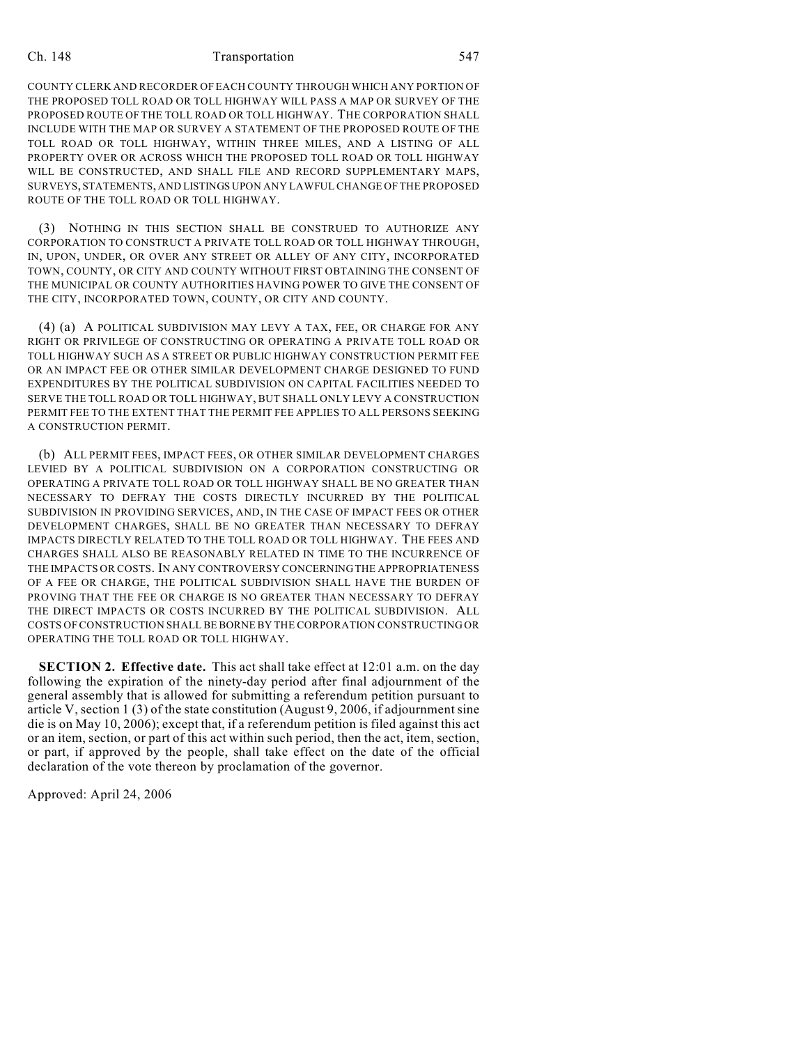COUNTY CLERK AND RECORDER OF EACH COUNTY THROUGH WHICH ANY PORTION OF THE PROPOSED TOLL ROAD OR TOLL HIGHWAY WILL PASS A MAP OR SURVEY OF THE PROPOSED ROUTE OF THE TOLL ROAD OR TOLL HIGHWAY. THE CORPORATION SHALL INCLUDE WITH THE MAP OR SURVEY A STATEMENT OF THE PROPOSED ROUTE OF THE TOLL ROAD OR TOLL HIGHWAY, WITHIN THREE MILES, AND A LISTING OF ALL PROPERTY OVER OR ACROSS WHICH THE PROPOSED TOLL ROAD OR TOLL HIGHWAY WILL BE CONSTRUCTED, AND SHALL FILE AND RECORD SUPPLEMENTARY MAPS, SURVEYS, STATEMENTS, AND LISTINGS UPON ANY LAWFUL CHANGE OF THE PROPOSED ROUTE OF THE TOLL ROAD OR TOLL HIGHWAY.

(3) NOTHING IN THIS SECTION SHALL BE CONSTRUED TO AUTHORIZE ANY CORPORATION TO CONSTRUCT A PRIVATE TOLL ROAD OR TOLL HIGHWAY THROUGH, IN, UPON, UNDER, OR OVER ANY STREET OR ALLEY OF ANY CITY, INCORPORATED TOWN, COUNTY, OR CITY AND COUNTY WITHOUT FIRST OBTAINING THE CONSENT OF THE MUNICIPAL OR COUNTY AUTHORITIES HAVING POWER TO GIVE THE CONSENT OF THE CITY, INCORPORATED TOWN, COUNTY, OR CITY AND COUNTY.

(4) (a) A POLITICAL SUBDIVISION MAY LEVY A TAX, FEE, OR CHARGE FOR ANY RIGHT OR PRIVILEGE OF CONSTRUCTING OR OPERATING A PRIVATE TOLL ROAD OR TOLL HIGHWAY SUCH AS A STREET OR PUBLIC HIGHWAY CONSTRUCTION PERMIT FEE OR AN IMPACT FEE OR OTHER SIMILAR DEVELOPMENT CHARGE DESIGNED TO FUND EXPENDITURES BY THE POLITICAL SUBDIVISION ON CAPITAL FACILITIES NEEDED TO SERVE THE TOLL ROAD OR TOLL HIGHWAY, BUT SHALL ONLY LEVY A CONSTRUCTION PERMIT FEE TO THE EXTENT THAT THE PERMIT FEE APPLIES TO ALL PERSONS SEEKING A CONSTRUCTION PERMIT.

(b) ALL PERMIT FEES, IMPACT FEES, OR OTHER SIMILAR DEVELOPMENT CHARGES LEVIED BY A POLITICAL SUBDIVISION ON A CORPORATION CONSTRUCTING OR OPERATING A PRIVATE TOLL ROAD OR TOLL HIGHWAY SHALL BE NO GREATER THAN NECESSARY TO DEFRAY THE COSTS DIRECTLY INCURRED BY THE POLITICAL SUBDIVISION IN PROVIDING SERVICES, AND, IN THE CASE OF IMPACT FEES OR OTHER DEVELOPMENT CHARGES, SHALL BE NO GREATER THAN NECESSARY TO DEFRAY IMPACTS DIRECTLY RELATED TO THE TOLL ROAD OR TOLL HIGHWAY. THE FEES AND CHARGES SHALL ALSO BE REASONABLY RELATED IN TIME TO THE INCURRENCE OF THE IMPACTS OR COSTS. IN ANY CONTROVERSY CONCERNING THE APPROPRIATENESS OF A FEE OR CHARGE, THE POLITICAL SUBDIVISION SHALL HAVE THE BURDEN OF PROVING THAT THE FEE OR CHARGE IS NO GREATER THAN NECESSARY TO DEFRAY THE DIRECT IMPACTS OR COSTS INCURRED BY THE POLITICAL SUBDIVISION. ALL COSTS OF CONSTRUCTION SHALL BE BORNE BY THE CORPORATION CONSTRUCTING OR OPERATING THE TOLL ROAD OR TOLL HIGHWAY.

**SECTION 2. Effective date.** This act shall take effect at 12:01 a.m. on the day following the expiration of the ninety-day period after final adjournment of the general assembly that is allowed for submitting a referendum petition pursuant to article V, section 1 (3) of the state constitution (August 9, 2006, if adjournment sine die is on May 10, 2006); except that, if a referendum petition is filed against this act or an item, section, or part of this act within such period, then the act, item, section, or part, if approved by the people, shall take effect on the date of the official declaration of the vote thereon by proclamation of the governor.

Approved: April 24, 2006